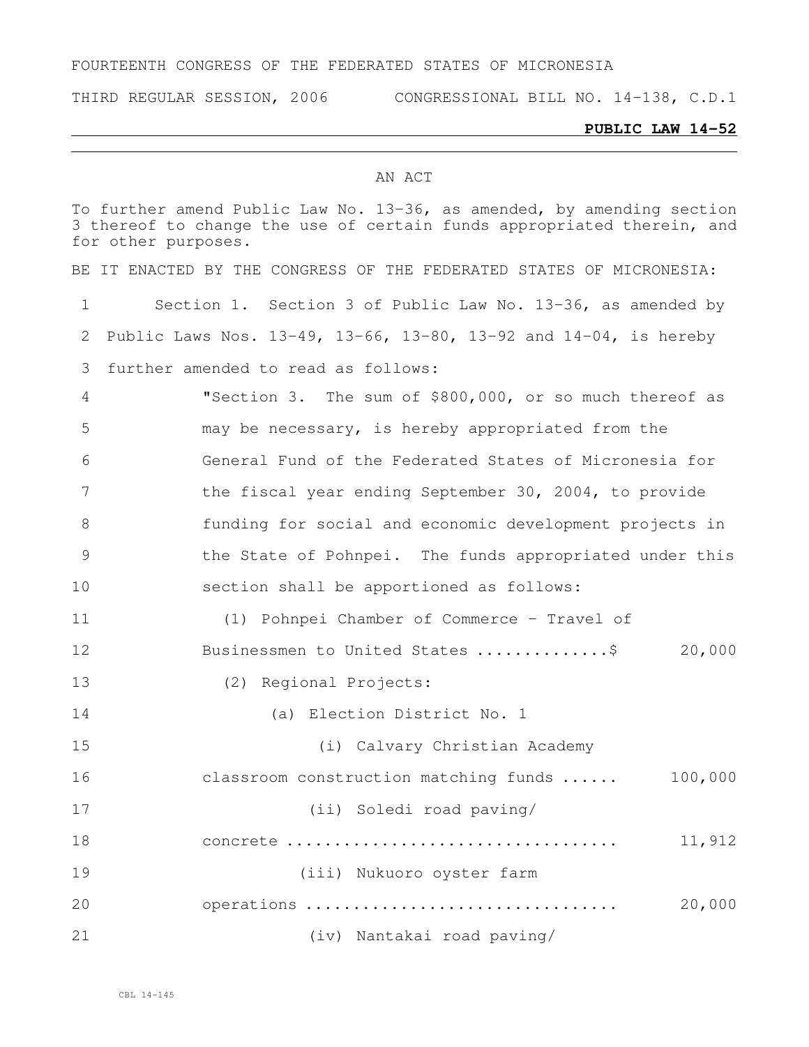FOURTEENTH CONGRESS OF THE FEDERATED STATES OF MICRONESIA

THIRD REGULAR SESSION, 2006 CONGRESSIONAL BILL NO. 14-138, C.D.1

**PUBLIC LAW 14-52**

AN ACT

To further amend Public Law No. 13-36, as amended, by amending section 3 thereof to change the use of certain funds appropriated therein, and for other purposes.

BE IT ENACTED BY THE CONGRESS OF THE FEDERATED STATES OF MICRONESIA:

Section 1. Section 3 of Public Law No. 13-36, as amended by Public Laws Nos. 13-49, 13-66, 13-80, 13-92 and 14-04, is hereby further amended to read as follows:

"Section 3. The sum of $800,000, or so much thereof as may be necessary, is hereby appropriated from the General Fund of the Federated States of Micronesia for the fiscal year ending September 30, 2004, to provide funding for social and economic development projects in the State of Pohnpei. The funds appropriated under this section shall be apportioned as follows:

(1) Pohnpei Chamber of Commerce – Travel of Businessmen to United States ..............$ 20,000

(2) Regional Projects:

(a) Election District No. 1

(i) Calvary Christian Academy classroom construction matching funds ...... 100,000

(ii) Soledi road paving/concrete .................................. 11,912

(iii) Nukuoro oyster farm operations ................................ 20,000

(iv) Nantakai road paving/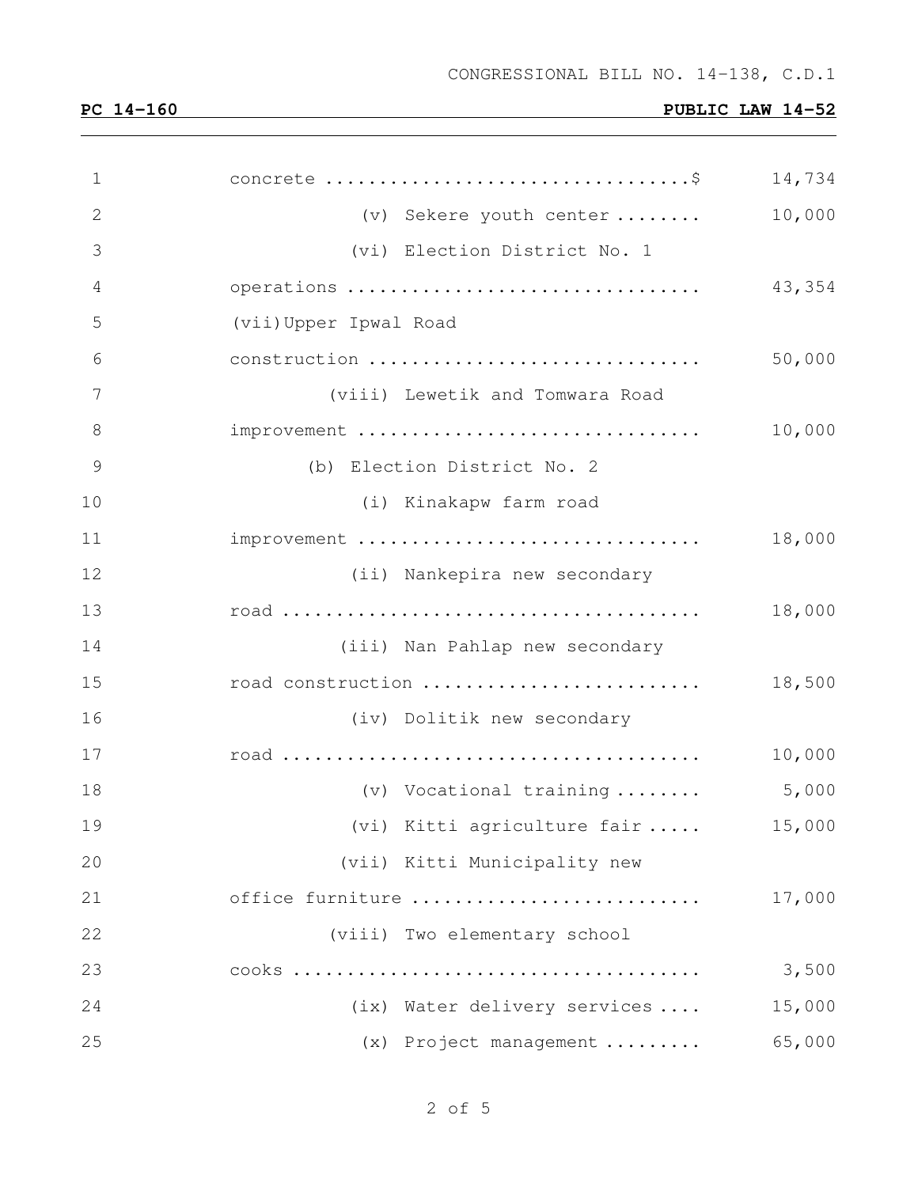concrete ....................................$ 14,734

(v) Sekere youth center ........ 10,000

(vi) Election District No. 1 operations ................................ 43,354

(vii) Upper Ipwal Road construction .............................. 50,000

(viii) Lewetik and Tomwara Road improvement ............................... 10,000

(b) Election District No. 2

(i) Kinakapw farm road improvement ............................... 18,000

(ii) Nankepira new secondary road ...................................... 18,000

(iii) Nan Pahlap new secondary road construction .......................... 18,500

(iv) Dolitik new secondary road ...................................... 10,000

(v) Vocational training ........ 5,000

(vi) Kitti agriculture fair ..... 15,000

(vii) Kitti Municipality new office furniture .......................... 17,000

(viii) Two elementary school cooks ..................................... 3,500

(ix) Water delivery services .... 15,000

(x) Project management ......... 65,000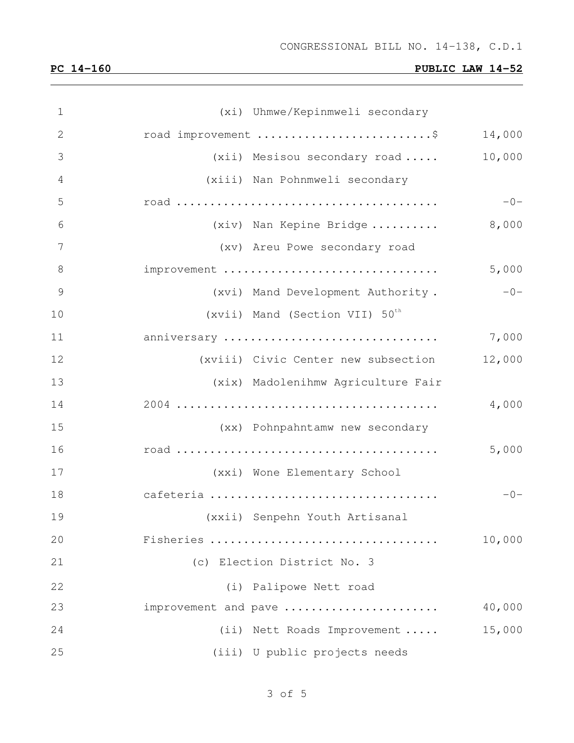(xi) Uhmwe/Kepinmweli secondary road improvement ........................\$ 14,000

(xii) Mesisou secondary road ..... 10,000

(xiii) Nan Pohnmweli secondary road ...................................... -0-

(xiv) Nan Kepine Bridge .......... 8,000

(xv) Areu Powe secondary road improvement ............................... 5,000

(xvi) Mand Development Authority . -0-

(xvii) Mand (Section VII) 50th anniversary ................................ 7,000

(xviii) Civic Center new subsection 12,000

(xix) Madolenihmw Agriculture Fair 2004 ...................................... 4,000

(xx) Pohnpahntamw new secondary road ...................................... 5,000

(xxi) Wone Elementary School cafeteria ................................. -0-

(xxii) Senpehn Youth Artisanal Fisheries ................................. 10,000

(c) Election District No. 3

(i) Palipowe Nett road improvement and pave ...................... 40,000

(ii) Nett Roads Improvement ..... 15,000

(iii) U public projects needs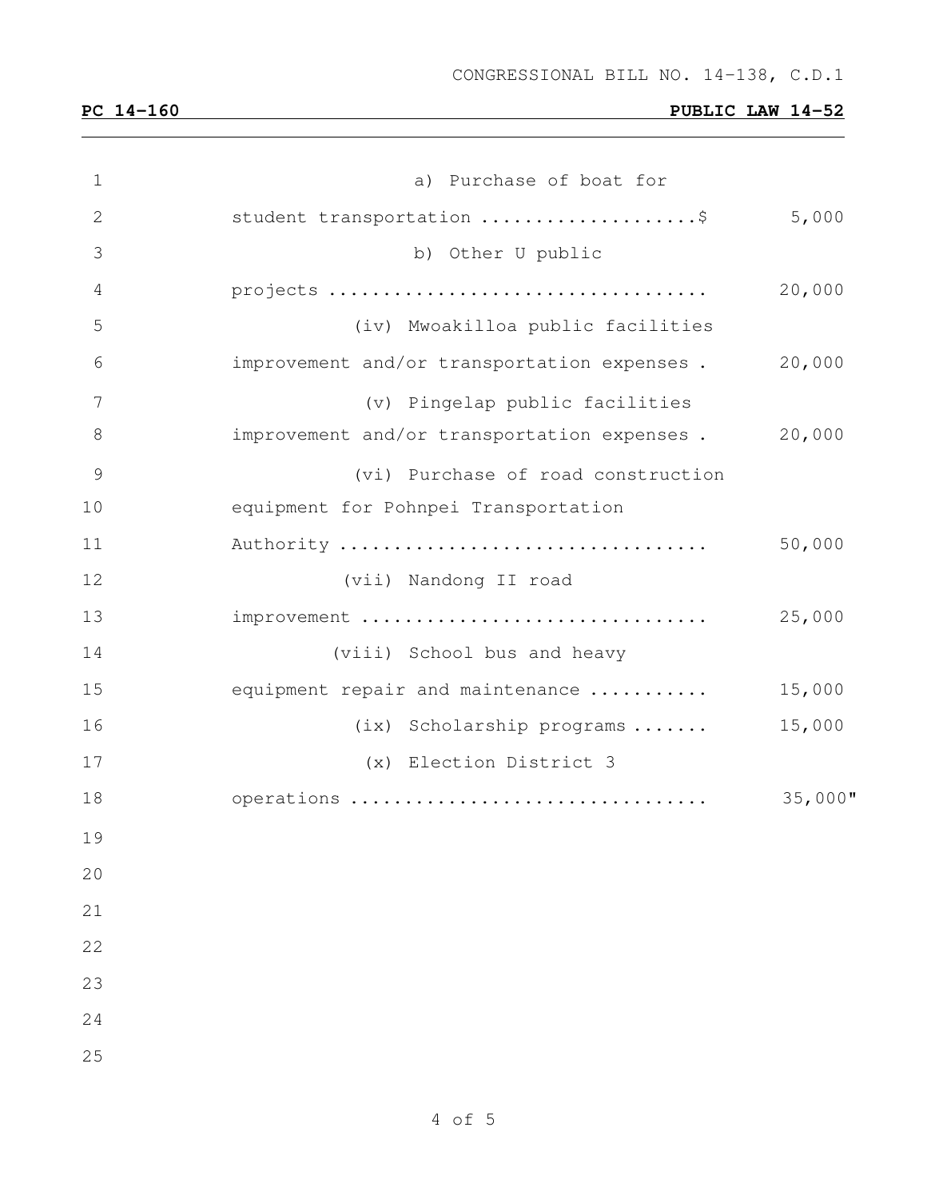a) Purchase of boat for student transportation ....................$ 5,000

b) Other U public projects .................................. 20,000

(iv) Mwoakilloa public facilities improvement and/or transportation expenses . 20,000

(v) Pingelap public facilities improvement and/or transportation expenses . 20,000

(vi) Purchase of road construction equipment for Pohnpei Transportation Authority .................................. 50,000

(vii) Nandong II road improvement ................................ 25,000

(viii) School bus and heavy equipment repair and maintenance ........... 15,000

(ix) Scholarship programs ....... 15,000

(x) Election District 3 operations ................................ 35,000"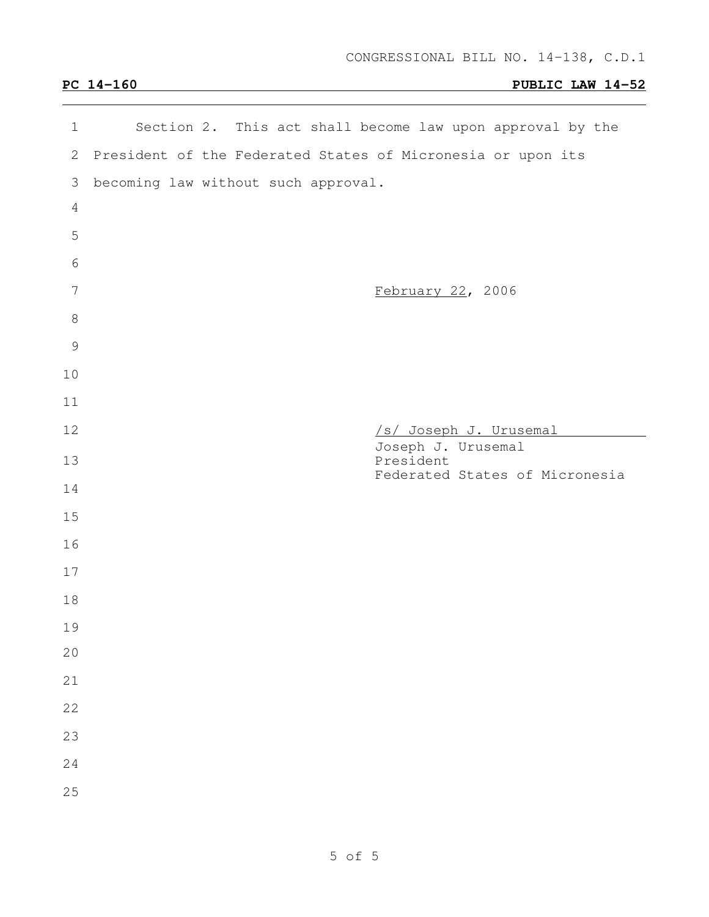CONGRESSIONAL BILL NO. 14-138, C.D.1

**PC 14-160** **PUBLIC LAW 14-52**

Section 2. This act shall become law upon approval by the President of the Federated States of Micronesia or upon its becoming law without such approval.

February 22, 2006

/s/ Joseph J. Urusemal
Joseph J. Urusemal
President
Federated States of Micronesia